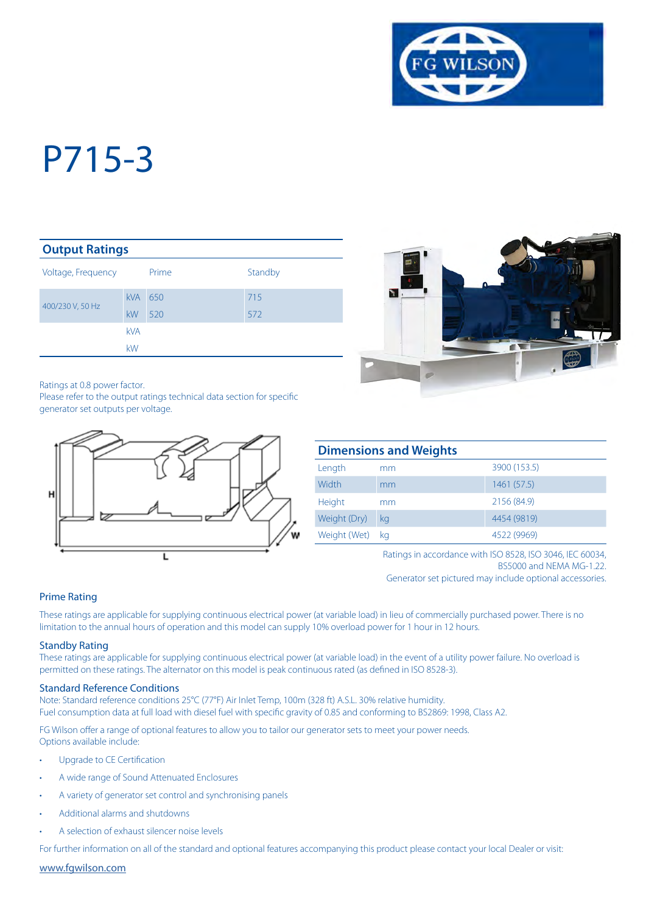# P715-3

## Output Ratings

| Voltage, Frequency | | Prime | Standby |
|---|---|---|---|
| 400/230 V, 50 Hz | kVA | 650 | 715 |
| | kW | 520 | 572 |
| | kVA | | |
| | kW | | |

Ratings at 0.8 power factor.
Please refer to the output ratings technical data section for specific generator set outputs per voltage.

## Dimensions and Weights

| | | |
|---|---|---|
| Length | mm | 3900 (153.5) |
| Width | mm | 1461 (57.5) |
| Height | mm | 2156 (84.9) |
| Weight (Dry) | kg | 4454 (9819) |
| Weight (Wet) | kg | 4522 (9969) |

Ratings in accordance with ISO 8528, ISO 3046, IEC 60034, BS5000 and NEMA MG-1.22.
Generator set pictured may include optional accessories.

### Prime Rating

These ratings are applicable for supplying continuous electrical power (at variable load) in lieu of commercially purchased power. There is no limitation to the annual hours of operation and this model can supply 10% overload power for 1 hour in 12 hours.

### Standby Rating

These ratings are applicable for supplying continuous electrical power (at variable load) in the event of a utility power failure. No overload is permitted on these ratings. The alternator on this model is peak continuous rated (as defined in ISO 8528-3).

### Standard Reference Conditions

Note: Standard reference conditions 25°C (77°F) Air Inlet Temp, 100m (328 ft) A.S.L. 30% relative humidity.
Fuel consumption data at full load with diesel fuel with specific gravity of 0.85 and conforming to BS2869: 1998, Class A2.

FG Wilson offer a range of optional features to allow you to tailor our generator sets to meet your power needs.
Options available include:

- Upgrade to CE Certification
- A wide range of Sound Attenuated Enclosures
- A variety of generator set control and synchronising panels
- Additional alarms and shutdowns
- A selection of exhaust silencer noise levels

For further information on all of the standard and optional features accompanying this product please contact your local Dealer or visit:

www.fgwilson.com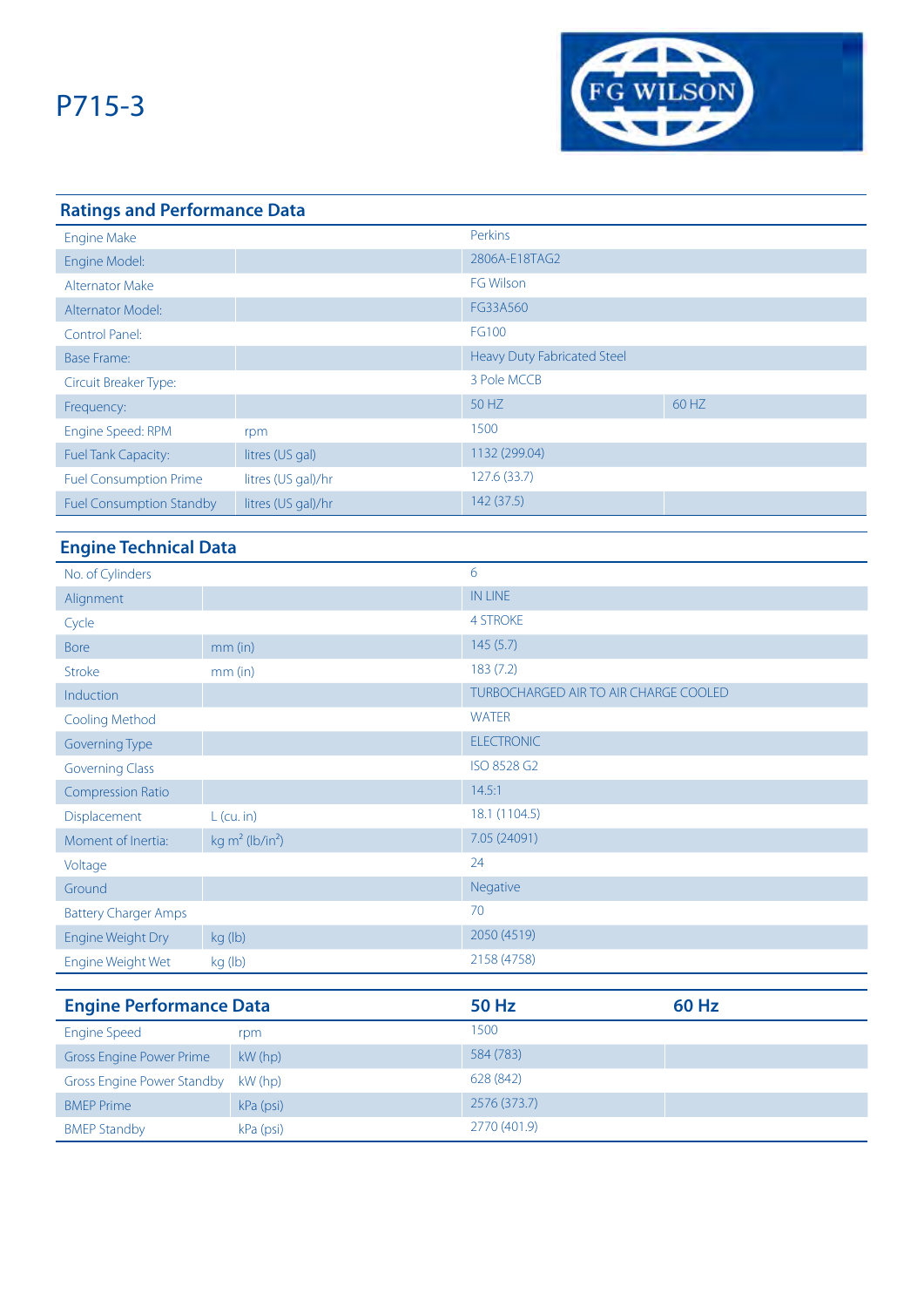# P715-3

## Ratings and Performance Data

| | | | |
|---|---|---|---|
| Engine Make | | Perkins | |
| Engine Model: | | 2806A-E18TAG2 | |
| Alternator Make | | FG Wilson | |
| Alternator Model: | | FG33A560 | |
| Control Panel: | | FG100 | |
| Base Frame: | | Heavy Duty Fabricated Steel | |
| Circuit Breaker Type: | | 3 Pole MCCB | |
| Frequency: | | 50 HZ | 60 HZ |
| Engine Speed: RPM | rpm | 1500 | |
| Fuel Tank Capacity: | litres (US gal) | 1132 (299.04) | |
| Fuel Consumption Prime | litres (US gal)/hr | 127.6 (33.7) | |
| Fuel Consumption Standby | litres (US gal)/hr | 142 (37.5) | |

## Engine Technical Data

| | | |
|---|---|---|
| No. of Cylinders | | 6 |
| Alignment | | IN LINE |
| Cycle | | 4 STROKE |
| Bore | mm (in) | 145 (5.7) |
| Stroke | mm (in) | 183 (7.2) |
| Induction | | TURBOCHARGED AIR TO AIR CHARGE COOLED |
| Cooling Method | | WATER |
| Governing Type | | ELECTRONIC |
| Governing Class | | ISO 8528 G2 |
| Compression Ratio | | 14.5:1 |
| Displacement | L (cu. in) | 18.1 (1104.5) |
| Moment of Inertia: | kg $m^2$ ($lb/in^2$) | 7.05 (24091) |
| Voltage | | 24 |
| Ground | | Negative |
| Battery Charger Amps | | 70 |
| Engine Weight Dry | kg (lb) | 2050 (4519) |
| Engine Weight Wet | kg (lb) | 2158 (4758) |

## Engine Performance Data

| Engine Performance Data | | 50 Hz | 60 Hz |
|---|---|---|---|
| Engine Speed | rpm | 1500 | |
| Gross Engine Power Prime | kW (hp) | 584 (783) | |
| Gross Engine Power Standby | kW (hp) | 628 (842) | |
| BMEP Prime | kPa (psi) | 2576 (373.7) | |
| BMEP Standby | kPa (psi) | 2770 (401.9) | |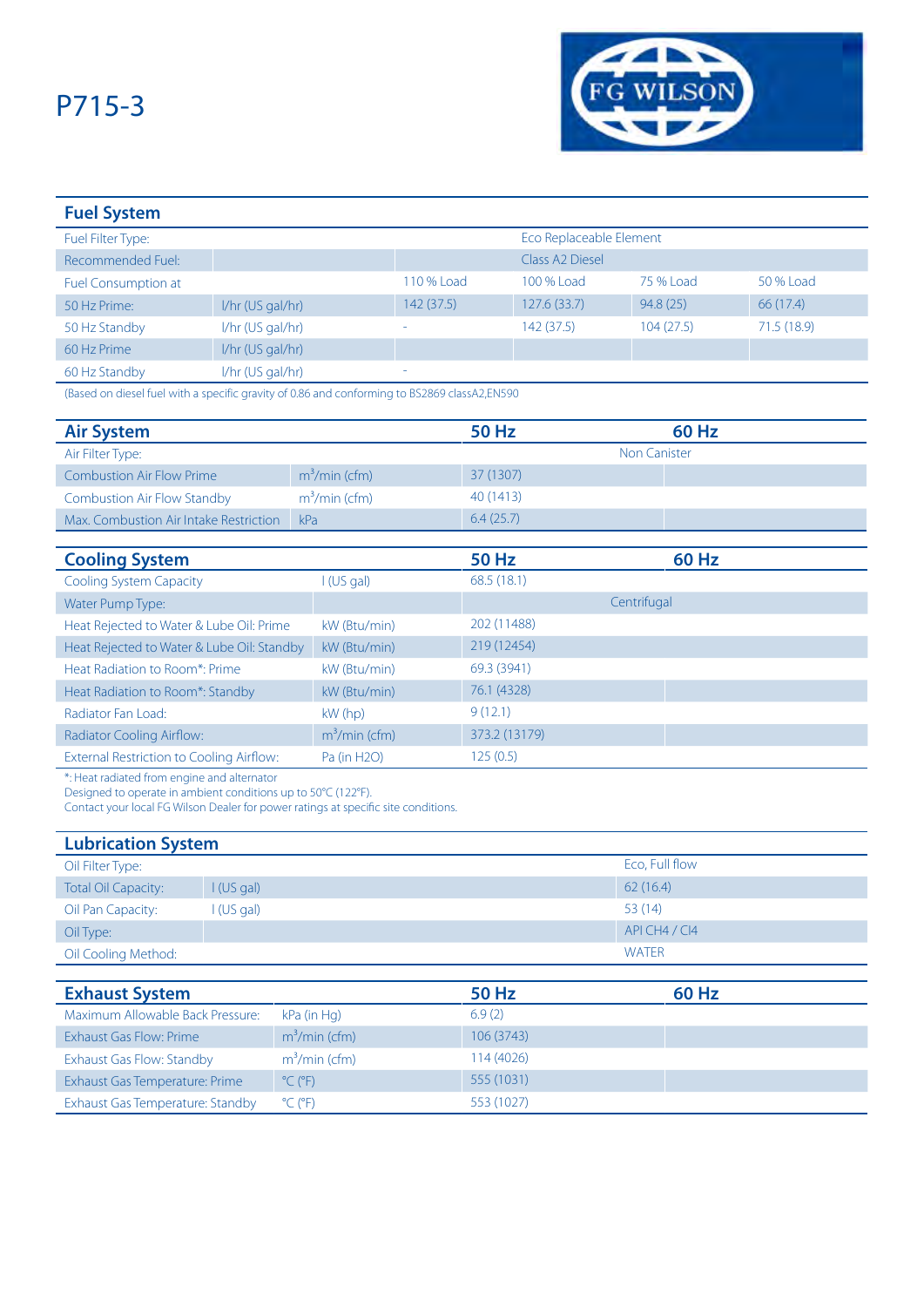# P715-3

FG WILSON

## Fuel System

| | | | | | |
|---|---|---|---|---|---|
| Fuel Filter Type: | | | Eco Replaceable Element | | |
| Recommended Fuel: | | | Class A2 Diesel | | |
| Fuel Consumption at | | 110 % Load | 100 % Load | 75 % Load | 50 % Load |
| 50 Hz Prime: | l/hr (US gal/hr) | 142 (37.5) | 127.6 (33.7) | 94.8 (25) | 66 (17.4) |
| 50 Hz Standby | l/hr (US gal/hr) | - | 142 (37.5) | 104 (27.5) | 71.5 (18.9) |
| 60 Hz Prime | l/hr (US gal/hr) | | | | |
| 60 Hz Standby | l/hr (US gal/hr) | - | | | |

(Based on diesel fuel with a specific gravity of 0.86 and conforming to BS2869 classA2,EN590

## Air System

| Air System | | 50 Hz | 60 Hz |
|---|---|---|---|
| Air Filter Type: | | Non Canister | |
| Combustion Air Flow Prime | $m^3$/min (cfm) | 37 (1307) | |
| Combustion Air Flow Standby | $m^3$/min (cfm) | 40 (1413) | |
| Max. Combustion Air Intake Restriction | kPa | 6.4 (25.7) | |

## Cooling System

| Cooling System | | 50 Hz | 60 Hz |
|---|---|---|---|
| Cooling System Capacity | l (US gal) | 68.5 (18.1) | |
| Water Pump Type: | | Centrifugal | |
| Heat Rejected to Water & Lube Oil: Prime | kW (Btu/min) | 202 (11488) | |
| Heat Rejected to Water & Lube Oil: Standby | kW (Btu/min) | 219 (12454) | |
| Heat Radiation to Room*: Prime | kW (Btu/min) | 69.3 (3941) | |
| Heat Radiation to Room*: Standby | kW (Btu/min) | 76.1 (4328) | |
| Radiator Fan Load: | kW (hp) | 9 (12.1) | |
| Radiator Cooling Airflow: | $m^3$/min (cfm) | 373.2 (13179) | |
| External Restriction to Cooling Airflow: | Pa (in H2O) | 125 (0.5) | |

*: Heat radiated from engine and alternator
Designed to operate in ambient conditions up to 50°C (122°F).
Contact your local FG Wilson Dealer for power ratings at specific site conditions.

## Lubrication System

| | | |
|---|---|---|
| Oil Filter Type: | | Eco, Full flow |
| Total Oil Capacity: | l (US gal) | 62 (16.4) |
| Oil Pan Capacity: | l (US gal) | 53 (14) |
| Oil Type: | | API CH4 / CI4 |
| Oil Cooling Method: | | WATER |

## Exhaust System

| Exhaust System | | 50 Hz | 60 Hz |
|---|---|---|---|
| Maximum Allowable Back Pressure: | kPa (in Hg) | 6.9 (2) | |
| Exhaust Gas Flow: Prime | $m^3$/min (cfm) | 106 (3743) | |
| Exhaust Gas Flow: Standby | $m^3$/min (cfm) | 114 (4026) | |
| Exhaust Gas Temperature: Prime | °C (°F) | 555 (1031) | |
| Exhaust Gas Temperature: Standby | °C (°F) | 553 (1027) | |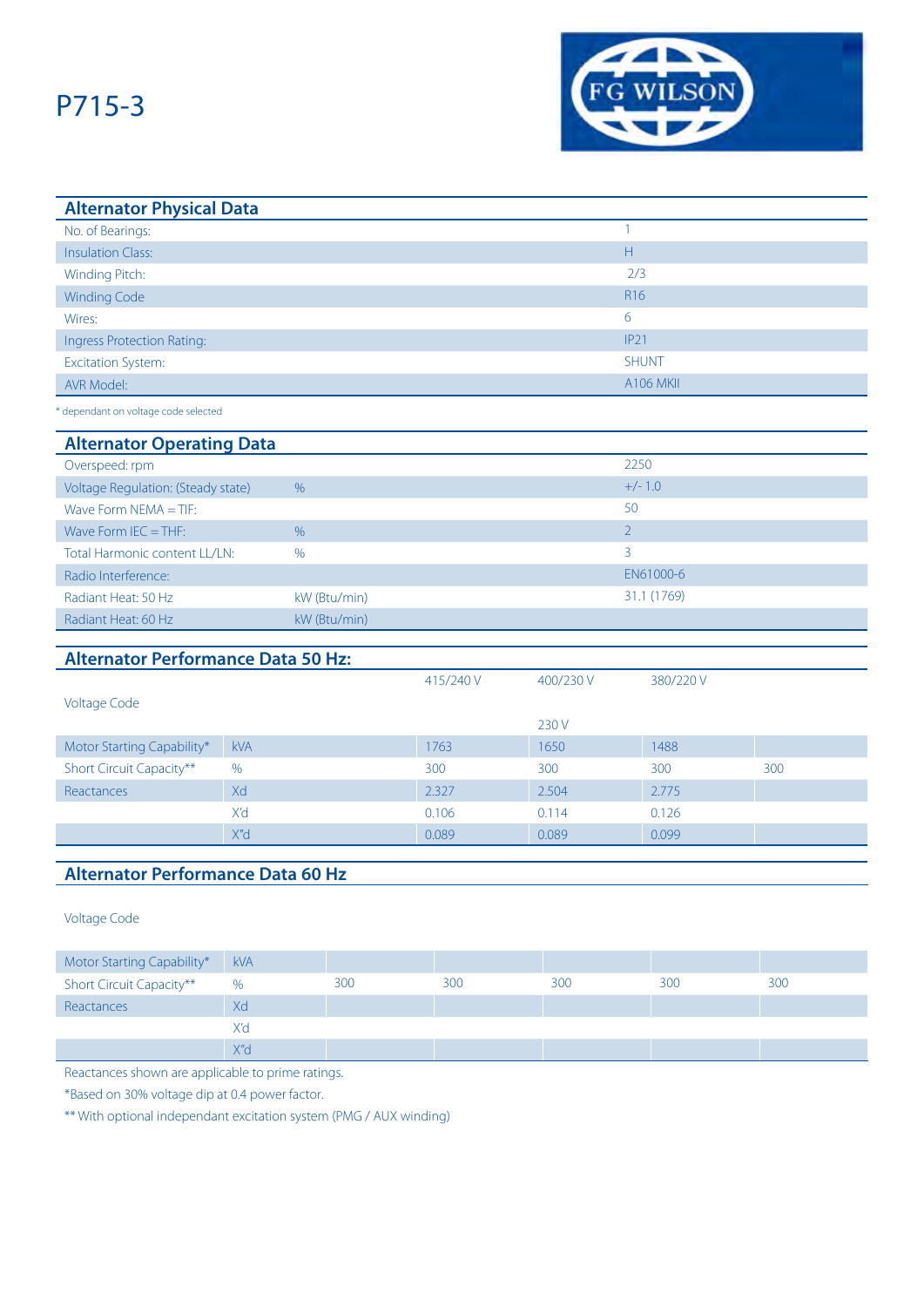# P715-3

FG WILSON

## Alternator Physical Data

| | |
|---|---|
| No. of Bearings: | 1 |
| Insulation Class: | H |
| Winding Pitch: | 2/3 |
| Winding Code | R16 |
| Wires: | 6 |
| Ingress Protection Rating: | IP21 |
| Excitation System: | SHUNT |
| AVR Model: | A106 MKII |

\* dependant on voltage code selected

## Alternator Operating Data

| | | |
|---|---|---|
| Overspeed: rpm | | 2250 |
| Voltage Regulation: (Steady state) | % | +/- 1.0 |
| Wave Form NEMA = TIF: | | 50 |
| Wave Form IEC = THF: | % | 2 |
| Total Harmonic content LL/LN: | % | 3 |
| Radio Interference: | | EN61000-6 |
| Radiant Heat: 50 Hz | kW (Btu/min) | 31.1 (1769) |
| Radiant Heat: 60 Hz | kW (Btu/min) | |

## Alternator Performance Data 50 Hz:

| Voltage Code | | 415/240 V | 400/230 V<br>230 V | 380/220 V | |
|---|---|---|---|---|---|
| Motor Starting Capability* | kVA | 1763 | 1650 | 1488 | |
| Short Circuit Capacity** | % | 300 | 300 | 300 | 300 |
| Reactances | Xd | 2.327 | 2.504 | 2.775 | |
| | X'd | 0.106 | 0.114 | 0.126 | |
| | X"d | 0.089 | 0.089 | 0.099 | |

## Alternator Performance Data 60 Hz

| Voltage Code | | | | | | |
|---|---|---|---|---|---|---|
| Motor Starting Capability* | kVA | | | | | |
| Short Circuit Capacity** | % | 300 | 300 | 300 | 300 | 300 |
| Reactances | Xd | | | | | |
| | X'd | | | | | |
| | X"d | | | | | |

Reactances shown are applicable to prime ratings.

*Based on 30% voltage dip at 0.4 power factor.

** With optional independant excitation system (PMG / AUX winding)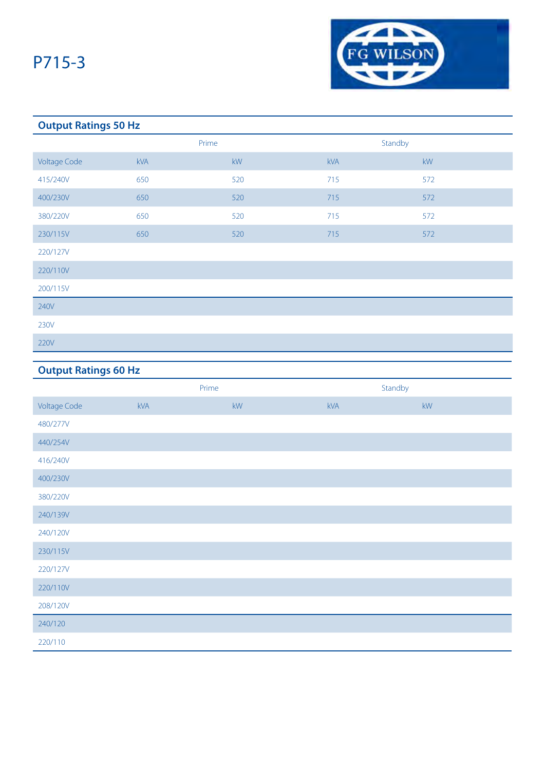# P715-3

FG WILSON

## Output Ratings 50 Hz

| | Prime | | Standby | |
|---|---|---|---|---|
| Voltage Code | kVA | kW | kVA | kW |
| 415/240V | 650 | 520 | 715 | 572 |
| 400/230V | 650 | 520 | 715 | 572 |
| 380/220V | 650 | 520 | 715 | 572 |
| 230/115V | 650 | 520 | 715 | 572 |
| 220/127V | | | | |
| 220/110V | | | | |
| 200/115V | | | | |
| 240V | | | | |
| 230V | | | | |
| 220V | | | | |

## Output Ratings 60 Hz

| | Prime | | Standby | |
|---|---|---|---|---|
| Voltage Code | kVA | kW | kVA | kW |
| 480/277V | | | | |
| 440/254V | | | | |
| 416/240V | | | | |
| 400/230V | | | | |
| 380/220V | | | | |
| 240/139V | | | | |
| 240/120V | | | | |
| 230/115V | | | | |
| 220/127V | | | | |
| 220/110V | | | | |
| 208/120V | | | | |
| 240/120 | | | | |
| 220/110 | | | | |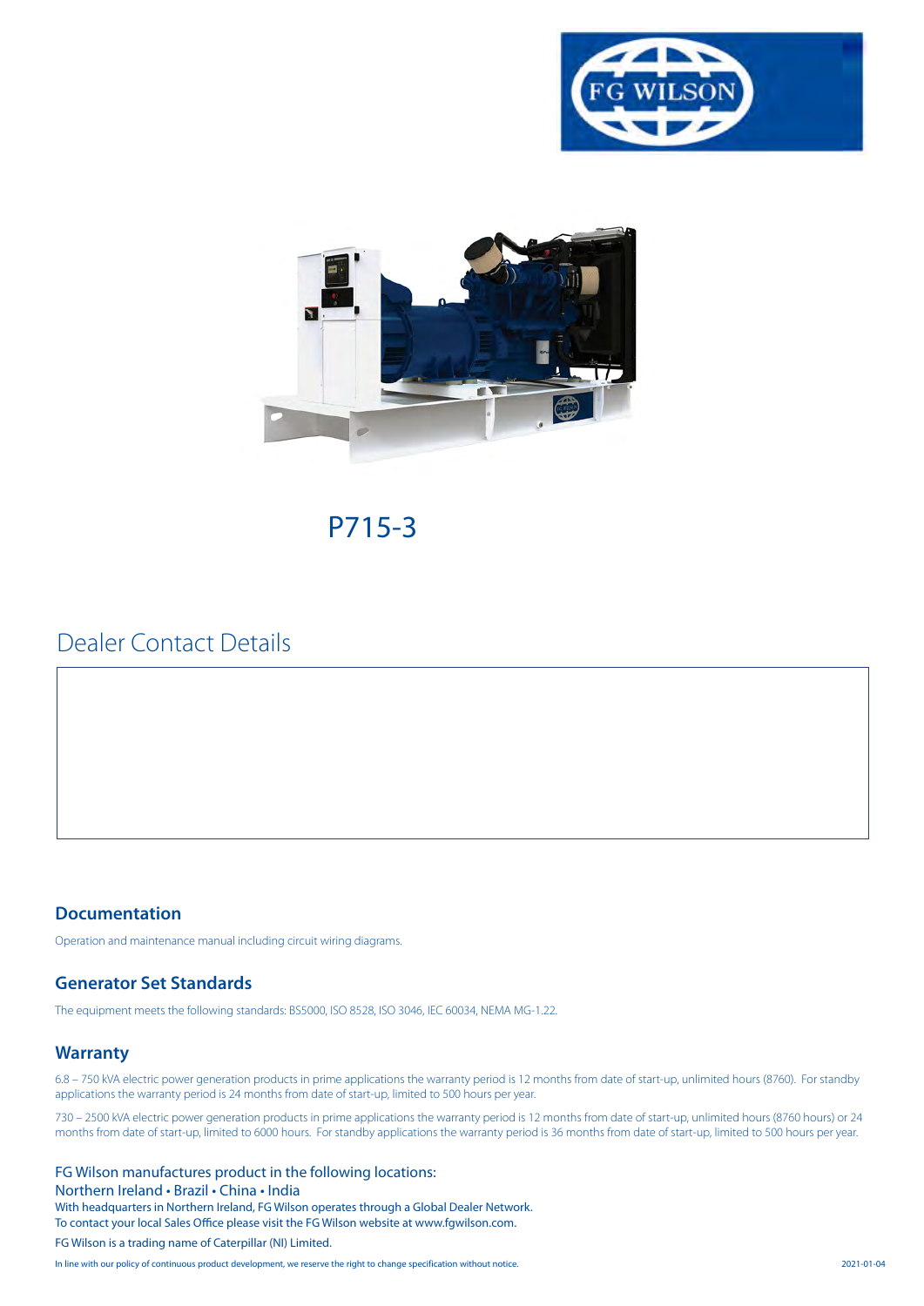P715-3

## Dealer Contact Details

### Documentation

Operation and maintenance manual including circuit wiring diagrams.

### Generator Set Standards

The equipment meets the following standards: BS5000, ISO 8528, ISO 3046, IEC 60034, NEMA MG-1.22.

### Warranty

6.8 – 750 kVA electric power generation products in prime applications the warranty period is 12 months from date of start-up, unlimited hours (8760). For standby applications the warranty period is 24 months from date of start-up, limited to 500 hours per year.

730 – 2500 kVA electric power generation products in prime applications the warranty period is 12 months from date of start-up, unlimited hours (8760 hours) or 24 months from date of start-up, limited to 6000 hours. For standby applications the warranty period is 36 months from date of start-up, limited to 500 hours per year.

FG Wilson manufactures product in the following locations:
Northern Ireland • Brazil • China • India
With headquarters in Northern Ireland, FG Wilson operates through a Global Dealer Network.
To contact your local Sales Office please visit the FG Wilson website at www.fgwilson.com.

FG Wilson is a trading name of Caterpillar (NI) Limited.

In line with our policy of continuous product development, we reserve the right to change specification without notice.

2021-01-04